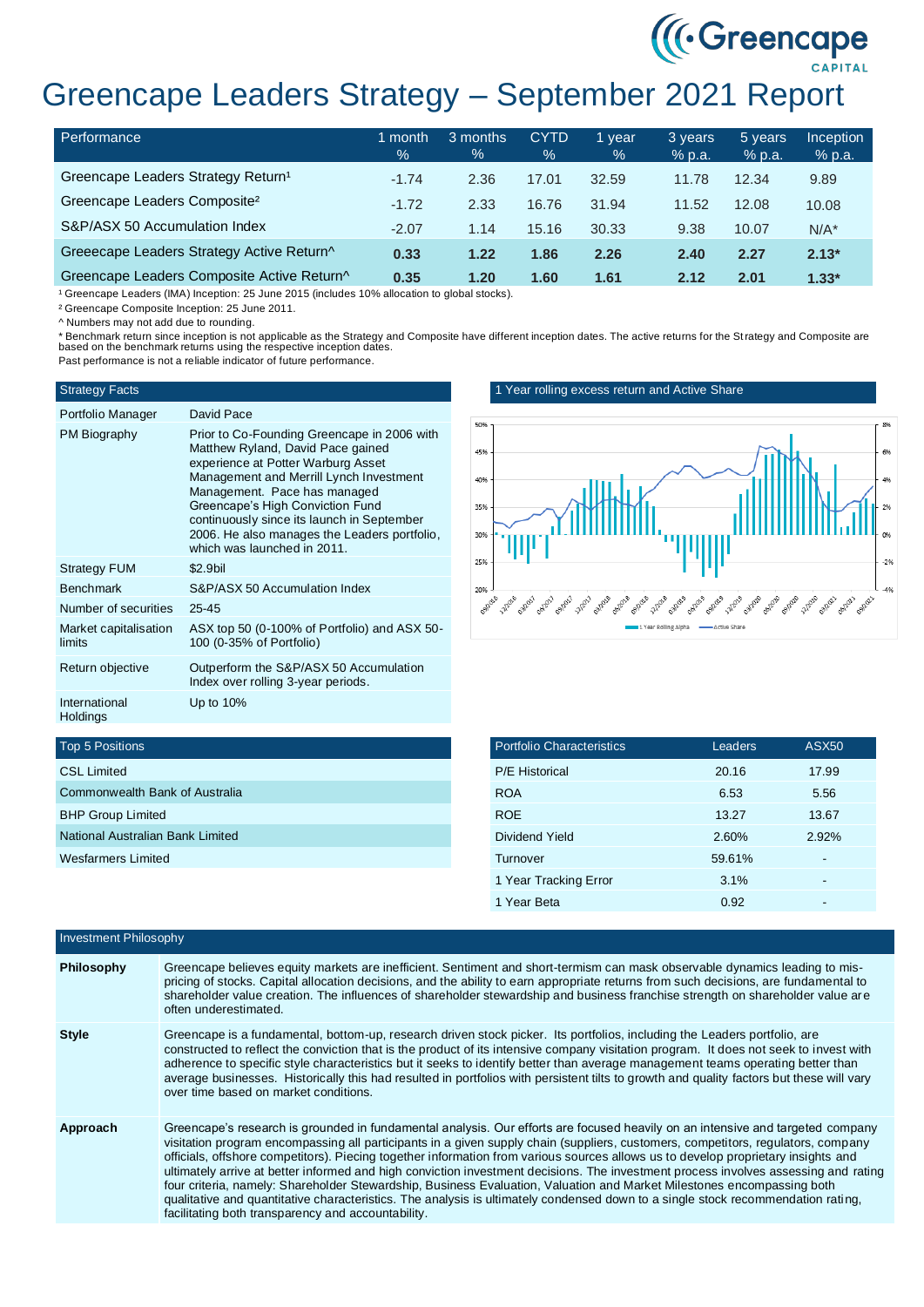# Greencape Leaders Strategy – September 2021 Report

| Performance | 1 month % | 3 months % | CYTD % | 1 year % | 3 years % p.a. | 5 years % p.a. | Inception % p.a. |
|---|---|---|---|---|---|---|---|
| Greencape Leaders Strategy Return[1] | -1.74 | 2.36 | 17.01 | 32.59 | 11.78 | 12.34 | 9.89 |
| Greencape Leaders Composite[2] | -1.72 | 2.33 | 16.76 | 31.94 | 11.52 | 12.08 | 10.08 |
| S&P/ASX 50 Accumulation Index | -2.07 | 1.14 | 15.16 | 30.33 | 9.38 | 10.07 | N/A* |
| Greeecape Leaders Strategy Active Return^ | **0.33** | **1.22** | **1.86** | **2.26** | **2.40** | **2.27** | **2.13*** |
| Greencape Leaders Composite Active Return^ | **0.35** | **1.20** | **1.60** | **1.61** | **2.12** | **2.01** | **1.33*** |

[1] Greencape Leaders (IMA) Inception: 25 June 2015 (includes 10% allocation to global stocks).

[2] Greencape Composite Inception: 25 June 2011.

^ Numbers may not add due to rounding.

* Benchmark return since inception is not applicable as the Strategy and Composite have different inception dates. The active returns for the Strategy and Composite are based on the benchmark returns using the respective inception dates.

Past performance is not a reliable indicator of future performance.

| Strategy Facts | |
|---|---|
| Portfolio Manager | David Pace |
| PM Biography | Prior to Co-Founding Greencape in 2006 with Matthew Ryland, David Pace gained experience at Potter Warburg Asset Management and Merrill Lynch Investment Management. Pace has managed Greencape's High Conviction Fund continuously since its launch in September 2006. He also manages the Leaders portfolio, which was launched in 2011. |
| Strategy FUM | $2.9bil |
| Benchmark | S&P/ASX 50 Accumulation Index |
| Number of securities | 25-45 |
| Market capitalisation limits | ASX top 50 (0-100% of Portfolio) and ASX 50-100 (0-35% of Portfolio) |
| Return objective | Outperform the S&P/ASX 50 Accumulation Index over rolling 3-year periods. |
| International Holdings | Up to 10% |

## 1 Year rolling excess return and Active Share

| Top 5 Positions |
|---|
| CSL Limited |
| Commonwealth Bank of Australia |
| BHP Group Limited |
| National Australian Bank Limited |
| Wesfarmers Limited |

| Portfolio Characteristics | Leaders | ASX50 |
|---|---|---|
| P/E Historical | 20.16 | 17.99 |
| ROA | 6.53 | 5.56 |
| ROE | 13.27 | 13.67 |
| Dividend Yield | 2.60% | 2.92% |
| Turnover | 59.61% | - |
| 1 Year Tracking Error | 3.1% | - |
| 1 Year Beta | 0.92 | - |

## Investment Philosophy

**Philosophy**

Greencape believes equity markets are inefficient. Sentiment and short-termism can mask observable dynamics leading to mis-pricing of stocks. Capital allocation decisions, and the ability to earn appropriate returns from such decisions, are fundamental to shareholder value creation. The influences of shareholder stewardship and business franchise strength on shareholder value are often underestimated.

**Style**

Greencape is a fundamental, bottom-up, research driven stock picker. Its portfolios, including the Leaders portfolio, are constructed to reflect the conviction that is the product of its intensive company visitation program. It does not seek to invest with adherence to specific style characteristics but it seeks to identify better than average management teams operating better than average businesses. Historically this had resulted in portfolios with persistent tilts to growth and quality factors but these will vary over time based on market conditions.

**Approach**

Greencape's research is grounded in fundamental analysis. Our efforts are focused heavily on an intensive and targeted company visitation program encompassing all participants in a given supply chain (suppliers, customers, competitors, regulators, company officials, offshore competitors). Piecing together information from various sources allows us to develop proprietary insights and ultimately arrive at better informed and high conviction investment decisions. The investment process involves assessing and rating four criteria, namely: Shareholder Stewardship, Business Evaluation, Valuation and Market Milestones encompassing both qualitative and quantitative characteristics. The analysis is ultimately condensed down to a single stock recommendation rating, facilitating both transparency and accountability.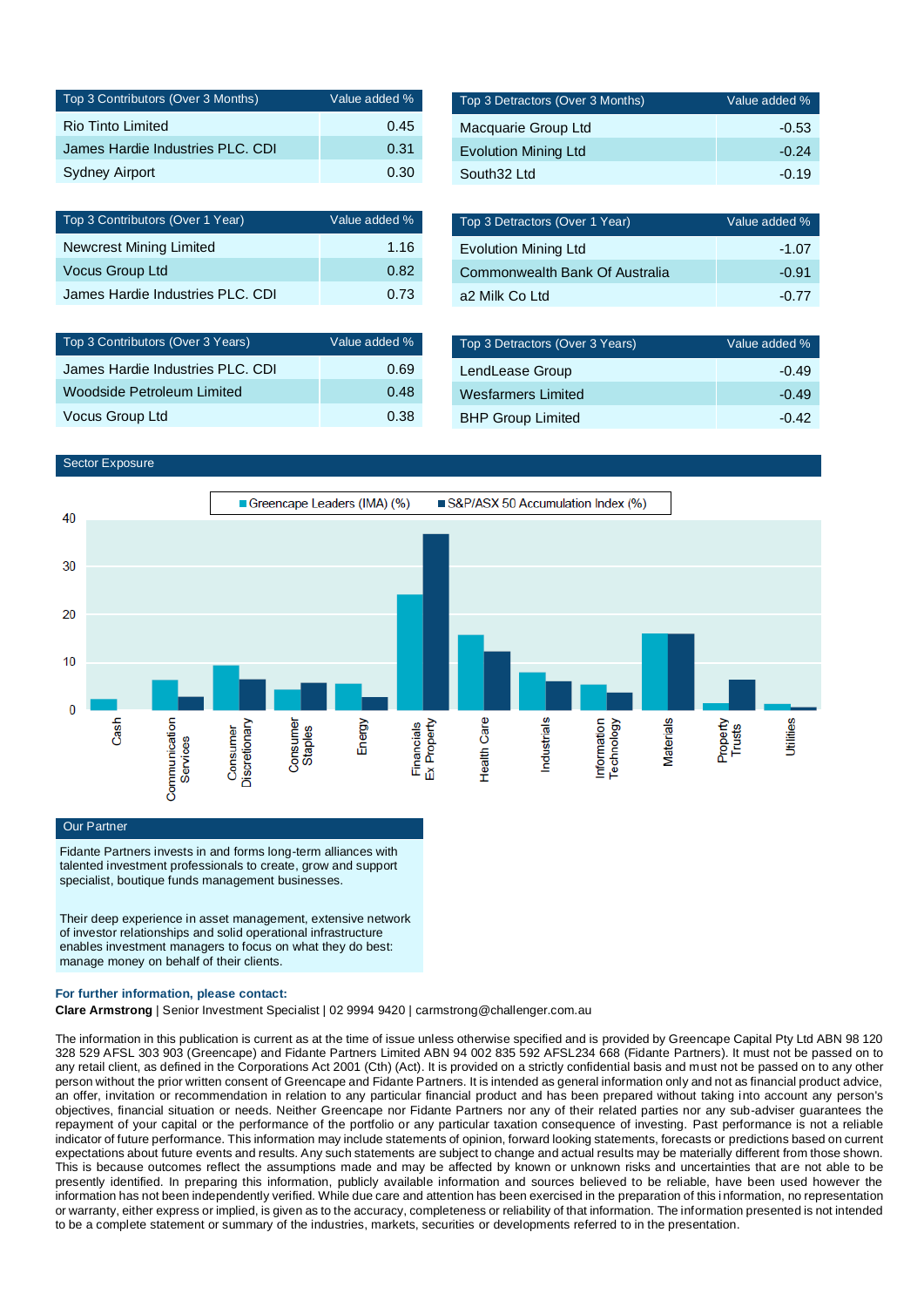| Top 3 Contributors (Over 3 Months) | Value added % |
| --- | --- |
| Rio Tinto Limited | 0.45 |
| James Hardie Industries PLC. CDI | 0.31 |
| Sydney Airport | 0.30 |

| Top 3 Detractors (Over 3 Months) | Value added % |
| --- | --- |
| Macquarie Group Ltd | -0.53 |
| Evolution Mining Ltd | -0.24 |
| South32 Ltd | -0.19 |

| Top 3 Contributors (Over 1 Year) | Value added % |
| --- | --- |
| Newcrest Mining Limited | 1.16 |
| Vocus Group Ltd | 0.82 |
| James Hardie Industries PLC. CDI | 0.73 |

| Top 3 Detractors (Over 1 Year) | Value added % |
| --- | --- |
| Evolution Mining Ltd | -1.07 |
| Commonwealth Bank Of Australia | -0.91 |
| a2 Milk Co Ltd | -0.77 |

| Top 3 Contributors (Over 3 Years) | Value added % |
| --- | --- |
| James Hardie Industries PLC. CDI | 0.69 |
| Woodside Petroleum Limited | 0.48 |
| Vocus Group Ltd | 0.38 |

| Top 3 Detractors (Over 3 Years) | Value added % |
| --- | --- |
| LendLease Group | -0.49 |
| Wesfarmers Limited | -0.49 |
| BHP Group Limited | -0.42 |

## Sector Exposure

Greencape Leaders (IMA) (%)
S&P/ASX 50 Accumulation Index (%)

40
30
20
10
0

Cash
Communication Services
Consumer Discretionary
Consumer Staples
Energy
Financials Ex Property
Health Care
Industrials
Information Technology
Materials
Property Trusts
Utilities

## Our Partner

Fidante Partners invests in and forms long-term alliances with talented investment professionals to create, grow and support specialist, boutique funds management businesses.

Their deep experience in asset management, extensive network of investor relationships and solid operational infrastructure enables investment managers to focus on what they do best: manage money on behalf of their clients.

**For further information, please contact:**

**Clare Armstrong** | Senior Investment Specialist | 02 9994 9420 | carmstrong@challenger.com.au

The information in this publication is current as at the time of issue unless otherwise specified and is provided by Greencape Capital Pty Ltd ABN 98 120 328 529 AFSL 303 903 (Greencape) and Fidante Partners Limited ABN 94 002 835 592 AFSL234 668 (Fidante Partners). It must not be passed on to any retail client, as defined in the Corporations Act 2001 (Cth) (Act). It is provided on a strictly confidential basis and must not be passed on to any other person without the prior written consent of Greencape and Fidante Partners. It is intended as general information only and not as financial product advice, an offer, invitation or recommendation in relation to any particular financial product and has been prepared without taking into account any person's objectives, financial situation or needs. Neither Greencape nor Fidante Partners nor any of their related parties nor any sub-adviser guarantees the repayment of your capital or the performance of the portfolio or any particular taxation consequence of investing. Past performance is not a reliable indicator of future performance. This information may include statements of opinion, forward looking statements, forecasts or predictions based on current expectations about future events and results. Any such statements are subject to change and actual results may be materially different from those shown. This is because outcomes reflect the assumptions made and may be affected by known or unknown risks and uncertainties that are not able to be presently identified. In preparing this information, publicly available information and sources believed to be reliable, have been used however the information has not been independently verified. While due care and attention has been exercised in the preparation of this information, no representation or warranty, either express or implied, is given as to the accuracy, completeness or reliability of that information. The information presented is not intended to be a complete statement or summary of the industries, markets, securities or developments referred to in the presentation.